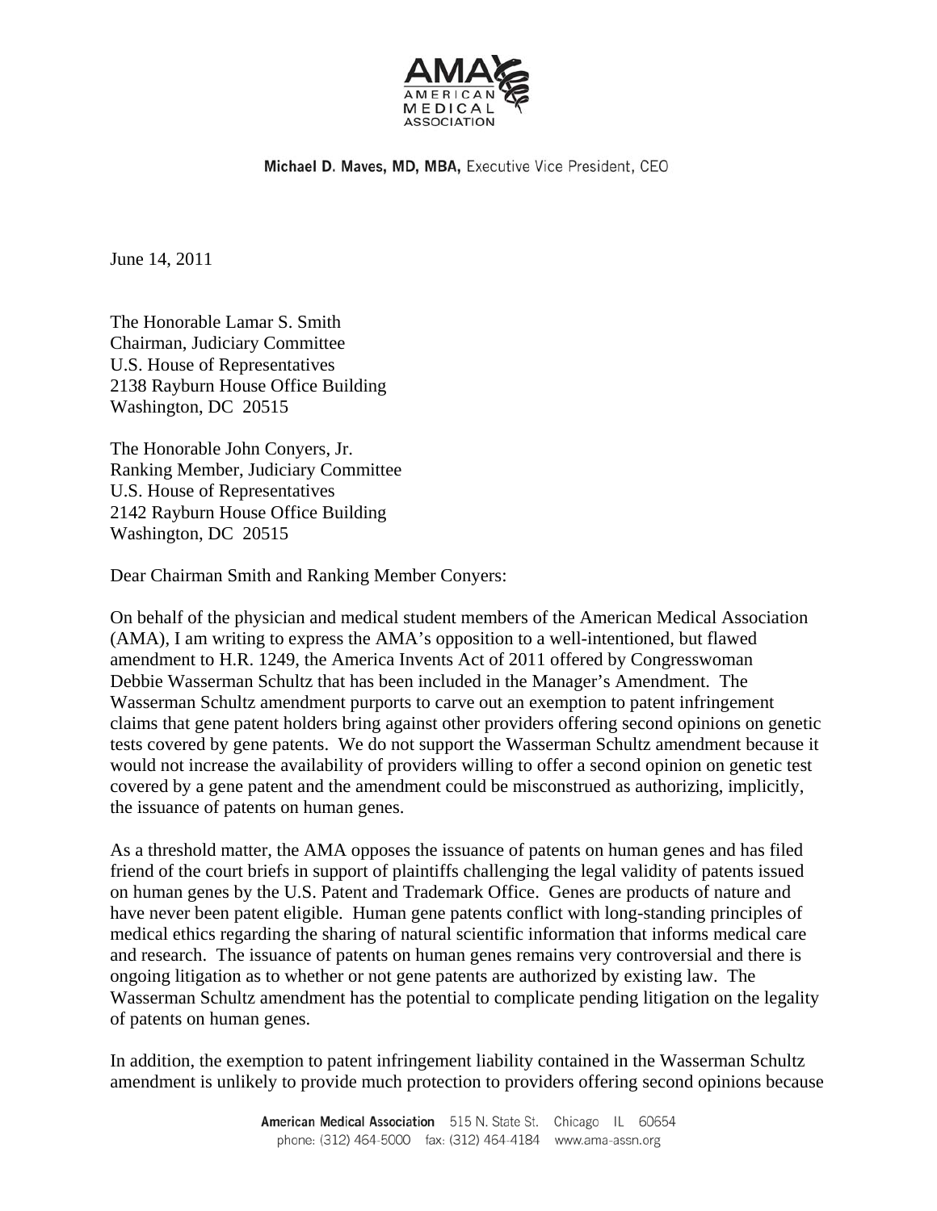AMERICAN MEDICAL ASSOCIATION

**Michael D. Maves, MD, MBA,** Executive Vice President, CEO

June 14, 2011

The Honorable Lamar S. Smith
Chairman, Judiciary Committee
U.S. House of Representatives
2138 Rayburn House Office Building
Washington, DC 20515

The Honorable John Conyers, Jr.
Ranking Member, Judiciary Committee
U.S. House of Representatives
2142 Rayburn House Office Building
Washington, DC 20515

Dear Chairman Smith and Ranking Member Conyers:

On behalf of the physician and medical student members of the American Medical Association (AMA), I am writing to express the AMA's opposition to a well-intentioned, but flawed amendment to H.R. 1249, the America Invents Act of 2011 offered by Congresswoman Debbie Wasserman Schultz that has been included in the Manager's Amendment. The Wasserman Schultz amendment purports to carve out an exemption to patent infringement claims that gene patent holders bring against other providers offering second opinions on genetic tests covered by gene patents. We do not support the Wasserman Schultz amendment because it would not increase the availability of providers willing to offer a second opinion on genetic test covered by a gene patent and the amendment could be misconstrued as authorizing, implicitly, the issuance of patents on human genes.

As a threshold matter, the AMA opposes the issuance of patents on human genes and has filed friend of the court briefs in support of plaintiffs challenging the legal validity of patents issued on human genes by the U.S. Patent and Trademark Office. Genes are products of nature and have never been patent eligible. Human gene patents conflict with long-standing principles of medical ethics regarding the sharing of natural scientific information that informs medical care and research. The issuance of patents on human genes remains very controversial and there is ongoing litigation as to whether or not gene patents are authorized by existing law. The Wasserman Schultz amendment has the potential to complicate pending litigation on the legality of patents on human genes.

In addition, the exemption to patent infringement liability contained in the Wasserman Schultz amendment is unlikely to provide much protection to providers offering second opinions because

**American Medical Association** 515 N. State St. Chicago IL 60654
phone: (312) 464-5000 fax: (312) 464-4184 www.ama-assn.org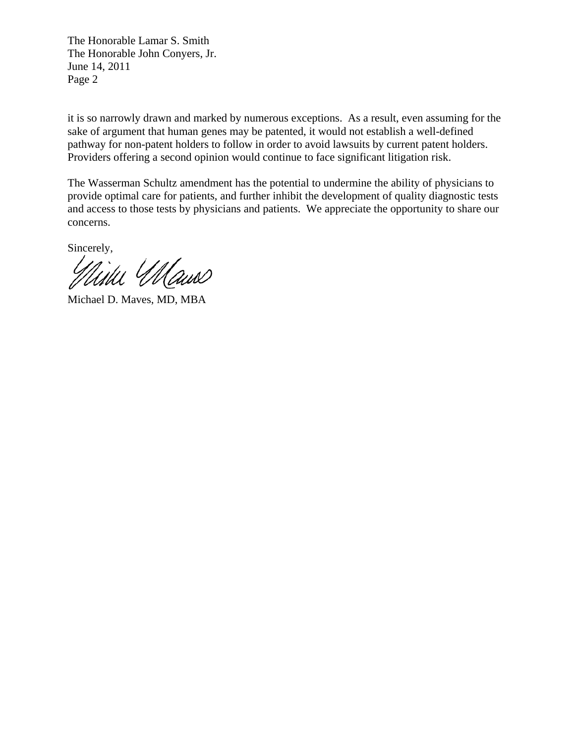it is so narrowly drawn and marked by numerous exceptions. As a result, even assuming for the sake of argument that human genes may be patented, it would not establish a well-defined pathway for non-patent holders to follow in order to avoid lawsuits by current patent holders. Providers offering a second opinion would continue to face significant litigation risk.

The Wasserman Schultz amendment has the potential to undermine the ability of physicians to provide optimal care for patients, and further inhibit the development of quality diagnostic tests and access to those tests by physicians and patients. We appreciate the opportunity to share our concerns.

Sincerely,

Michael D. Maves, MD, MBA